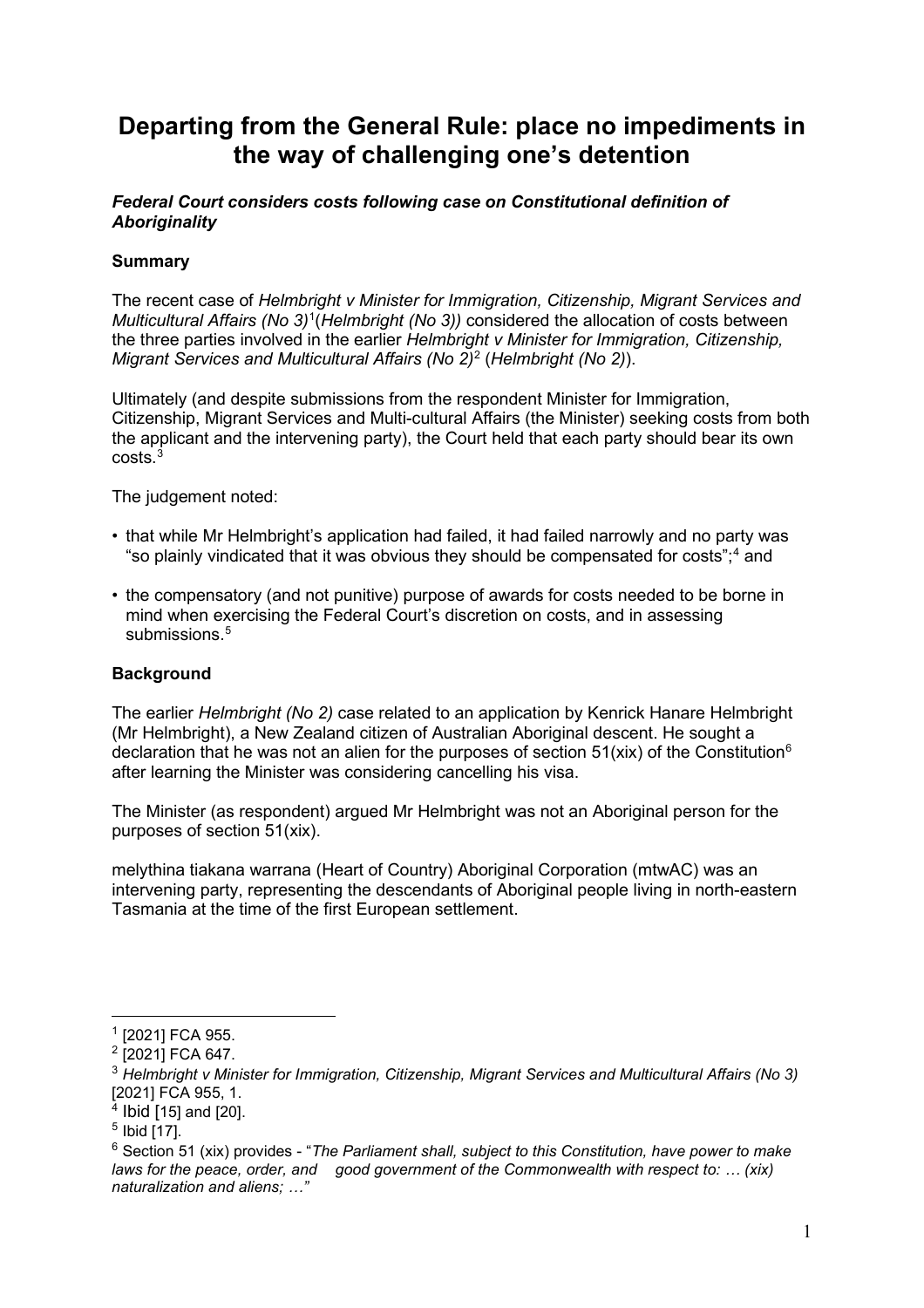# Departing from the General Rule: place no impediments in the way of challenging one's detention

***Federal Court considers costs following case on Constitutional definition of Aboriginality***

**Summary**

The recent case of *Helmbright v Minister for Immigration, Citizenship, Migrant Services and Multicultural Affairs (No 3)*[1](*Helmbright (No 3)*) considered the allocation of costs between the three parties involved in the earlier *Helmbright v Minister for Immigration, Citizenship, Migrant Services and Multicultural Affairs (No 2)*[2] (*Helmbright (No 2)*).

Ultimately (and despite submissions from the respondent Minister for Immigration, Citizenship, Migrant Services and Multi-cultural Affairs (the Minister) seeking costs from both the applicant and the intervening party), the Court held that each party should bear its own costs.[3]

The judgement noted:

- that while Mr Helmbright's application had failed, it had failed narrowly and no party was "so plainly vindicated that it was obvious they should be compensated for costs";[4] and
- the compensatory (and not punitive) purpose of awards for costs needed to be borne in mind when exercising the Federal Court's discretion on costs, and in assessing submissions.[5]

**Background**

The earlier *Helmbright (No 2)* case related to an application by Kenrick Hanare Helmbright (Mr Helmbright), a New Zealand citizen of Australian Aboriginal descent. He sought a declaration that he was not an alien for the purposes of section 51(xix) of the Constitution[6] after learning the Minister was considering cancelling his visa.

The Minister (as respondent) argued Mr Helmbright was not an Aboriginal person for the purposes of section 51(xix).

melythina tiakana warrana (Heart of Country) Aboriginal Corporation (mtwAC) was an intervening party, representing the descendants of Aboriginal people living in north-eastern Tasmania at the time of the first European settlement.

---

[1] [2021] FCA 955.

[2] [2021] FCA 647.

[3] *Helmbright v Minister for Immigration, Citizenship, Migrant Services and Multicultural Affairs (No 3)* [2021] FCA 955, 1.

[4] Ibid [15] and [20].

[5] Ibid [17].

[6] Section 51 (xix) provides - "*The Parliament shall, subject to this Constitution, have power to make laws for the peace, order, and good government of the Commonwealth with respect to: … (xix) naturalization and aliens; …*"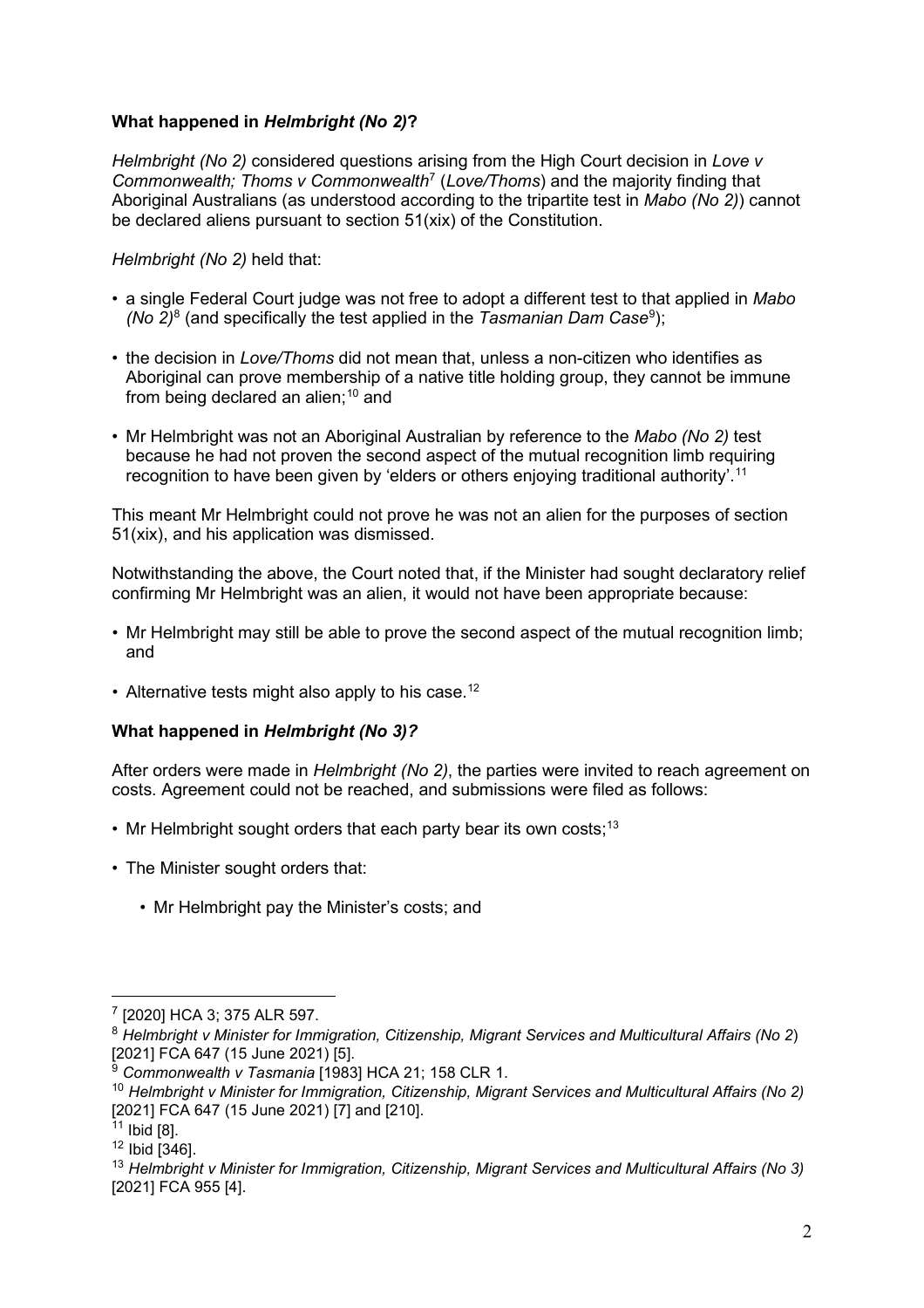**What happened in *Helmbright (No 2)*?**

*Helmbright (No 2)* considered questions arising from the High Court decision in *Love v Commonwealth; Thoms v Commonwealth*[7] (*Love/Thoms*) and the majority finding that Aboriginal Australians (as understood according to the tripartite test in *Mabo (No 2)*) cannot be declared aliens pursuant to section 51(xix) of the Constitution.

*Helmbright (No 2)* held that:

- a single Federal Court judge was not free to adopt a different test to that applied in *Mabo (No 2)*[8] (and specifically the test applied in the *Tasmanian Dam Case*[9]);
- the decision in *Love/Thoms* did not mean that, unless a non-citizen who identifies as Aboriginal can prove membership of a native title holding group, they cannot be immune from being declared an alien;[10] and
- Mr Helmbright was not an Aboriginal Australian by reference to the *Mabo (No 2)* test because he had not proven the second aspect of the mutual recognition limb requiring recognition to have been given by 'elders or others enjoying traditional authority'.[11]

This meant Mr Helmbright could not prove he was not an alien for the purposes of section 51(xix), and his application was dismissed.

Notwithstanding the above, the Court noted that, if the Minister had sought declaratory relief confirming Mr Helmbright was an alien, it would not have been appropriate because:

- Mr Helmbright may still be able to prove the second aspect of the mutual recognition limb; and
- Alternative tests might also apply to his case.[12]

**What happened in *Helmbright (No 3)?***

After orders were made in *Helmbright (No 2)*, the parties were invited to reach agreement on costs. Agreement could not be reached, and submissions were filed as follows:

- Mr Helmbright sought orders that each party bear its own costs;[13]
- The Minister sought orders that:
  - Mr Helmbright pay the Minister's costs; and

---

[7] [2020] HCA 3; 375 ALR 597.

[8] *Helmbright v Minister for Immigration, Citizenship, Migrant Services and Multicultural Affairs (No 2)* [2021] FCA 647 (15 June 2021) [5].

[9] *Commonwealth v Tasmania* [1983] HCA 21; 158 CLR 1.

[10] *Helmbright v Minister for Immigration, Citizenship, Migrant Services and Multicultural Affairs (No 2)* [2021] FCA 647 (15 June 2021) [7] and [210].

[11] Ibid [8].

[12] Ibid [346].

[13] *Helmbright v Minister for Immigration, Citizenship, Migrant Services and Multicultural Affairs (No 3)* [2021] FCA 955 [4].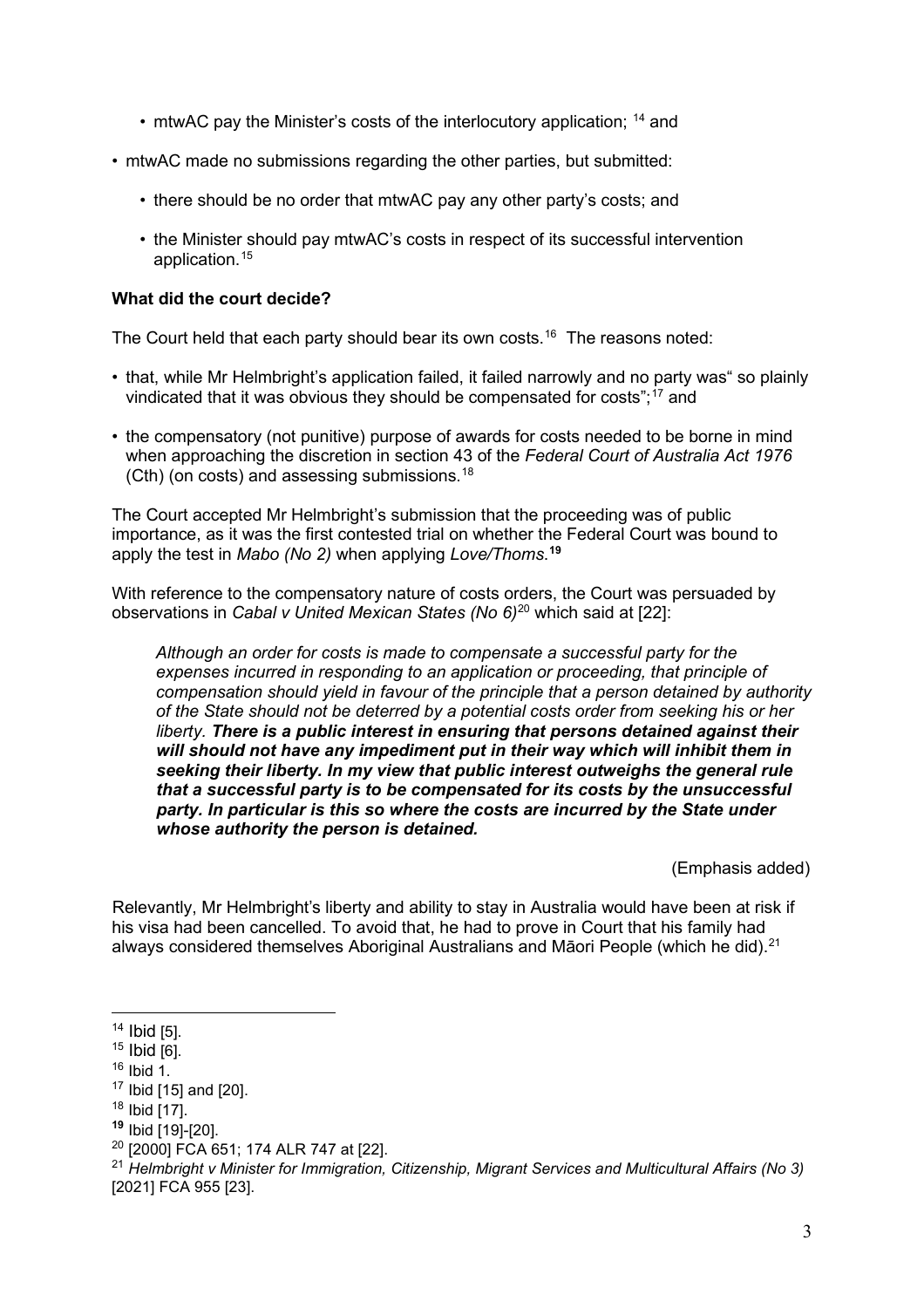- mtwAC pay the Minister's costs of the interlocutory application; [14] and
- mtwAC made no submissions regarding the other parties, but submitted:
  - there should be no order that mtwAC pay any other party's costs; and
  - the Minister should pay mtwAC's costs in respect of its successful intervention application.[15]

**What did the court decide?**

The Court held that each party should bear its own costs.[16] The reasons noted:

- that, while Mr Helmbright's application failed, it failed narrowly and no party was" so plainly vindicated that it was obvious they should be compensated for costs";[17] and
- the compensatory (not punitive) purpose of awards for costs needed to be borne in mind when approaching the discretion in section 43 of the *Federal Court of Australia Act 1976* (Cth) (on costs) and assessing submissions.[18]

The Court accepted Mr Helmbright's submission that the proceeding was of public importance, as it was the first contested trial on whether the Federal Court was bound to apply the test in *Mabo (No 2)* when applying *Love/Thoms*.[19]

With reference to the compensatory nature of costs orders, the Court was persuaded by observations in *Cabal v United Mexican States (No 6)*[20] which said at [22]:

> *Although an order for costs is made to compensate a successful party for the expenses incurred in responding to an application or proceeding, that principle of compensation should yield in favour of the principle that a person detained by authority of the State should not be deterred by a potential costs order from seeking his or her liberty.* ***There is a public interest in ensuring that persons detained against their will should not have any impediment put in their way which will inhibit them in seeking their liberty. In my view that public interest outweighs the general rule that a successful party is to be compensated for its costs by the unsuccessful party. In particular is this so where the costs are incurred by the State under whose authority the person is detained.***
>
> (Emphasis added)

Relevantly, Mr Helmbright's liberty and ability to stay in Australia would have been at risk if his visa had been cancelled. To avoid that, he had to prove in Court that his family had always considered themselves Aboriginal Australians and Māori People (which he did).[21]

---

[14] Ibid [5].
[15] Ibid [6].
[16] Ibid 1.
[17] Ibid [15] and [20].
[18] Ibid [17].
[19] Ibid [19]-[20].
[20] [2000] FCA 651; 174 ALR 747 at [22].
[21] *Helmbright v Minister for Immigration, Citizenship, Migrant Services and Multicultural Affairs (No 3)* [2021] FCA 955 [23].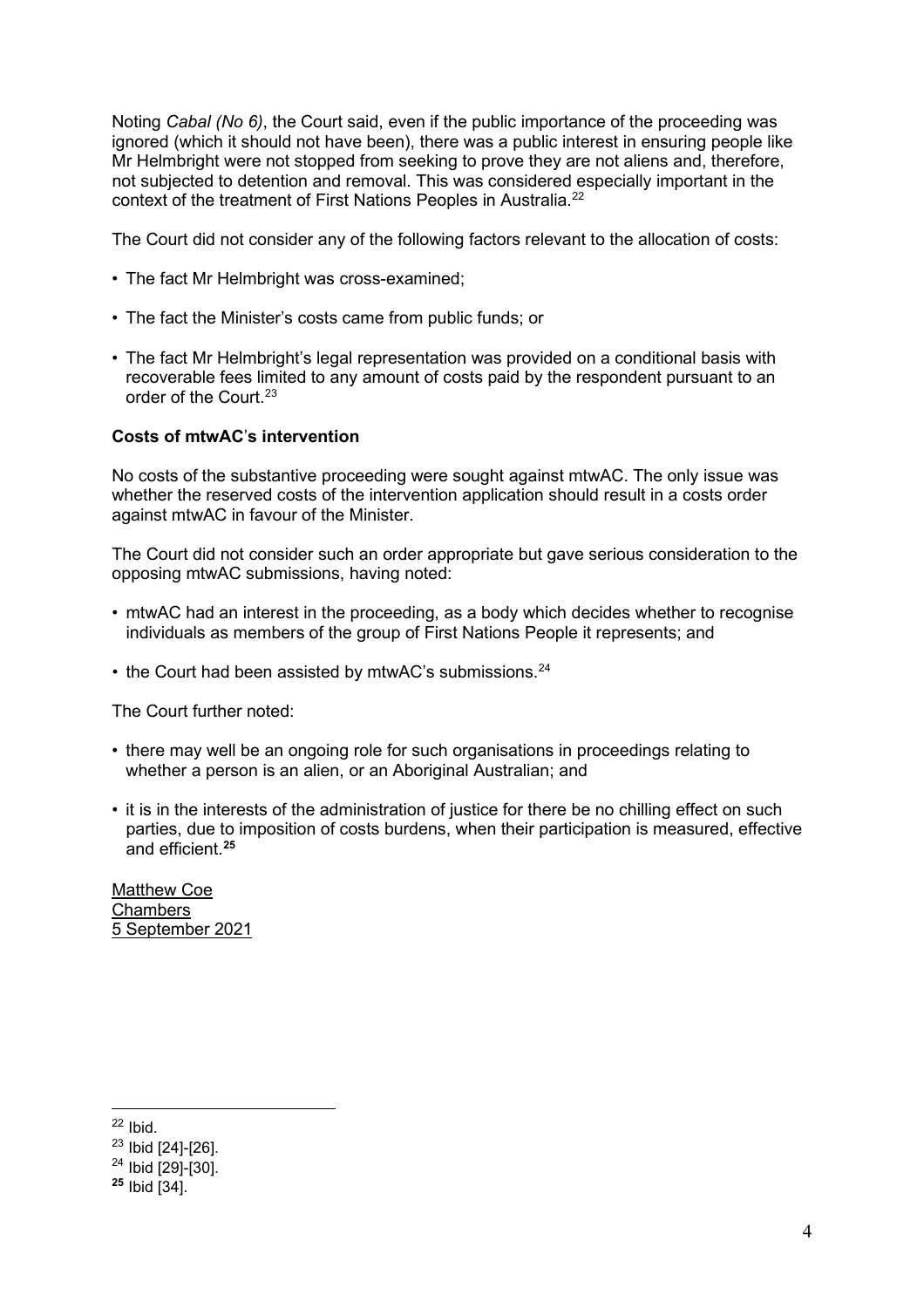Noting *Cabal (No 6)*, the Court said, even if the public importance of the proceeding was ignored (which it should not have been), there was a public interest in ensuring people like Mr Helmbright were not stopped from seeking to prove they are not aliens and, therefore, not subjected to detention and removal. This was considered especially important in the context of the treatment of First Nations Peoples in Australia.[22]

The Court did not consider any of the following factors relevant to the allocation of costs:

- The fact Mr Helmbright was cross-examined;
- The fact the Minister's costs came from public funds; or
- The fact Mr Helmbright's legal representation was provided on a conditional basis with recoverable fees limited to any amount of costs paid by the respondent pursuant to an order of the Court.[23]

**Costs of mtwAC's intervention**

No costs of the substantive proceeding were sought against mtwAC. The only issue was whether the reserved costs of the intervention application should result in a costs order against mtwAC in favour of the Minister.

The Court did not consider such an order appropriate but gave serious consideration to the opposing mtwAC submissions, having noted:

- mtwAC had an interest in the proceeding, as a body which decides whether to recognise individuals as members of the group of First Nations People it represents; and
- the Court had been assisted by mtwAC's submissions.[24]

The Court further noted:

- there may well be an ongoing role for such organisations in proceedings relating to whether a person is an alien, or an Aboriginal Australian; and
- it is in the interests of the administration of justice for there be no chilling effect on such parties, due to imposition of costs burdens, when their participation is measured, effective and efficient.[25]

Matthew Coe
Chambers
5 September 2021

---

[22] Ibid.

[23] Ibid [24]-[26].

[24] Ibid [29]-[30].

[25] Ibid [34].